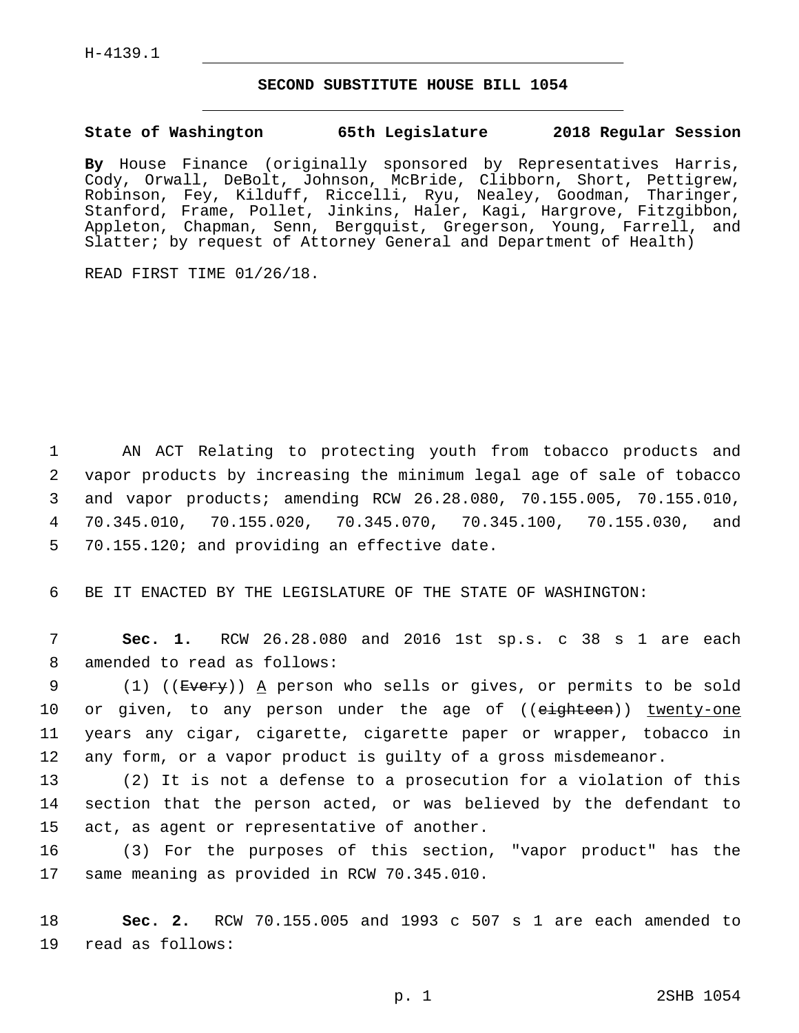H-4139.1

## SECOND SUBSTITUTE HOUSE BILL 1054

**State of Washington 65th Legislature 2018 Regular Session**

**By** House Finance (originally sponsored by Representatives Harris, Cody, Orwall, DeBolt, Johnson, McBride, Clibborn, Short, Pettigrew, Robinson, Fey, Kilduff, Riccelli, Ryu, Nealey, Goodman, Tharinger, Stanford, Frame, Pollet, Jinkins, Haler, Kagi, Hargrove, Fitzgibbon, Appleton, Chapman, Senn, Bergquist, Gregerson, Young, Farrell, and Slatter; by request of Attorney General and Department of Health)

READ FIRST TIME 01/26/18.

1 AN ACT Relating to protecting youth from tobacco products and
2 vapor products by increasing the minimum legal age of sale of tobacco
3 and vapor products; amending RCW 26.28.080, 70.155.005, 70.155.010,
4 70.345.010, 70.155.020, 70.345.070, 70.345.100, 70.155.030, and
5 70.155.120; and providing an effective date.

6 BE IT ENACTED BY THE LEGISLATURE OF THE STATE OF WASHINGTON:

7 **Sec. 1.** RCW 26.28.080 and 2016 1st sp.s. c 38 s 1 are each
8 amended to read as follows:

9 (1) ((~~Every~~)) <u>A</u> person who sells or gives, or permits to be sold
10 or given, to any person under the age of ((~~eighteen~~)) <u>twenty-one</u>
11 years any cigar, cigarette, cigarette paper or wrapper, tobacco in
12 any form, or a vapor product is guilty of a gross misdemeanor.

13 (2) It is not a defense to a prosecution for a violation of this
14 section that the person acted, or was believed by the defendant to
15 act, as agent or representative of another.

16 (3) For the purposes of this section, "vapor product" has the
17 same meaning as provided in RCW 70.345.010.

18 **Sec. 2.** RCW 70.155.005 and 1993 c 507 s 1 are each amended to
19 read as follows: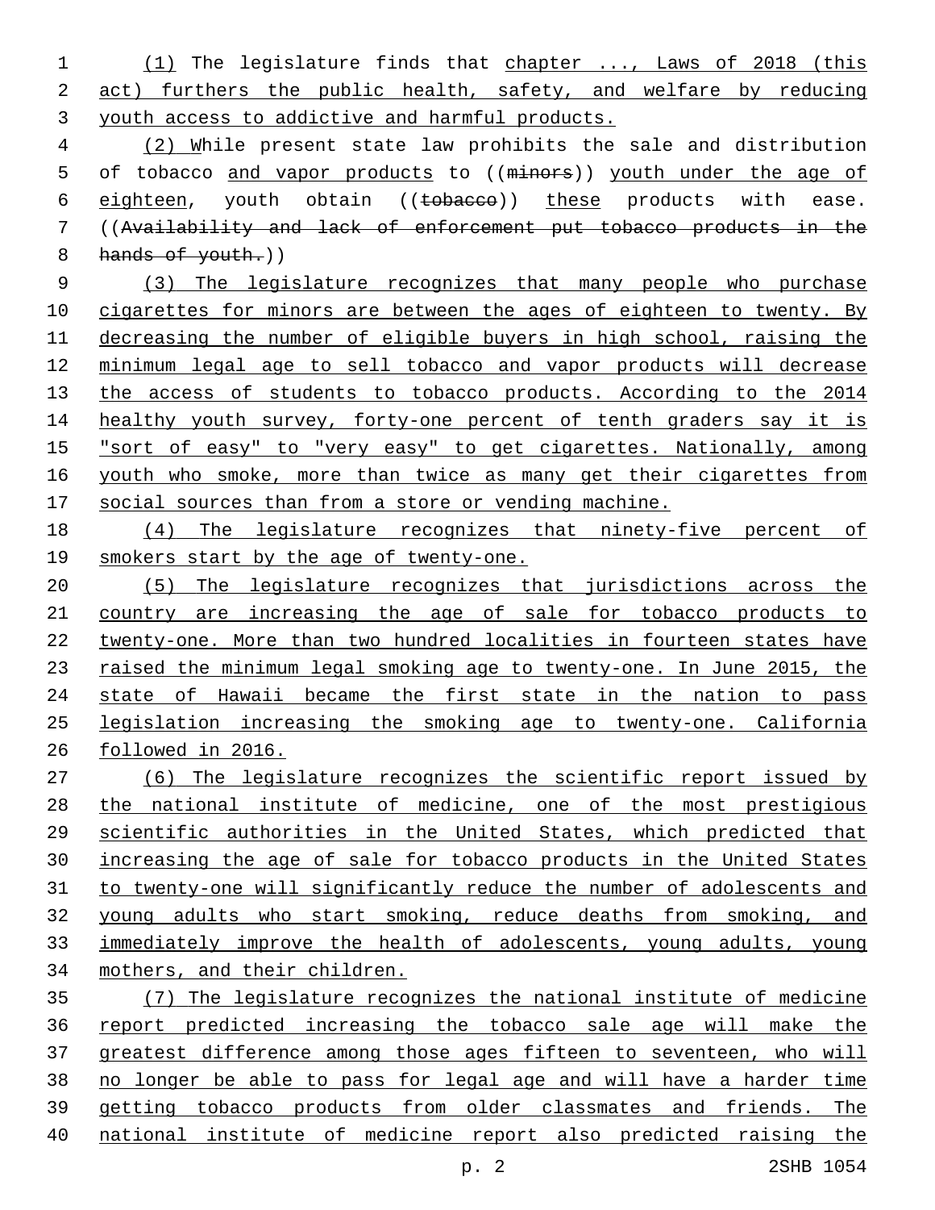(1) The legislature finds that chapter ..., Laws of 2018 (this act) furthers the public health, safety, and welfare by reducing youth access to addictive and harmful products.

(2) While present state law prohibits the sale and distribution of tobacco and vapor products to ((~~minors~~)) youth under the age of eighteen, youth obtain ((~~tobacco~~)) these products with ease. ((~~Availability and lack of enforcement put tobacco products in the hands of youth.~~))

(3) The legislature recognizes that many people who purchase cigarettes for minors are between the ages of eighteen to twenty. By decreasing the number of eligible buyers in high school, raising the minimum legal age to sell tobacco and vapor products will decrease the access of students to tobacco products. According to the 2014 healthy youth survey, forty-one percent of tenth graders say it is "sort of easy" to "very easy" to get cigarettes. Nationally, among youth who smoke, more than twice as many get their cigarettes from social sources than from a store or vending machine.

(4) The legislature recognizes that ninety-five percent of smokers start by the age of twenty-one.

(5) The legislature recognizes that jurisdictions across the country are increasing the age of sale for tobacco products to twenty-one. More than two hundred localities in fourteen states have raised the minimum legal smoking age to twenty-one. In June 2015, the state of Hawaii became the first state in the nation to pass legislation increasing the smoking age to twenty-one. California followed in 2016.

(6) The legislature recognizes the scientific report issued by the national institute of medicine, one of the most prestigious scientific authorities in the United States, which predicted that increasing the age of sale for tobacco products in the United States to twenty-one will significantly reduce the number of adolescents and young adults who start smoking, reduce deaths from smoking, and immediately improve the health of adolescents, young adults, young mothers, and their children.

(7) The legislature recognizes the national institute of medicine report predicted increasing the tobacco sale age will make the greatest difference among those ages fifteen to seventeen, who will no longer be able to pass for legal age and will have a harder time getting tobacco products from older classmates and friends. The national institute of medicine report also predicted raising the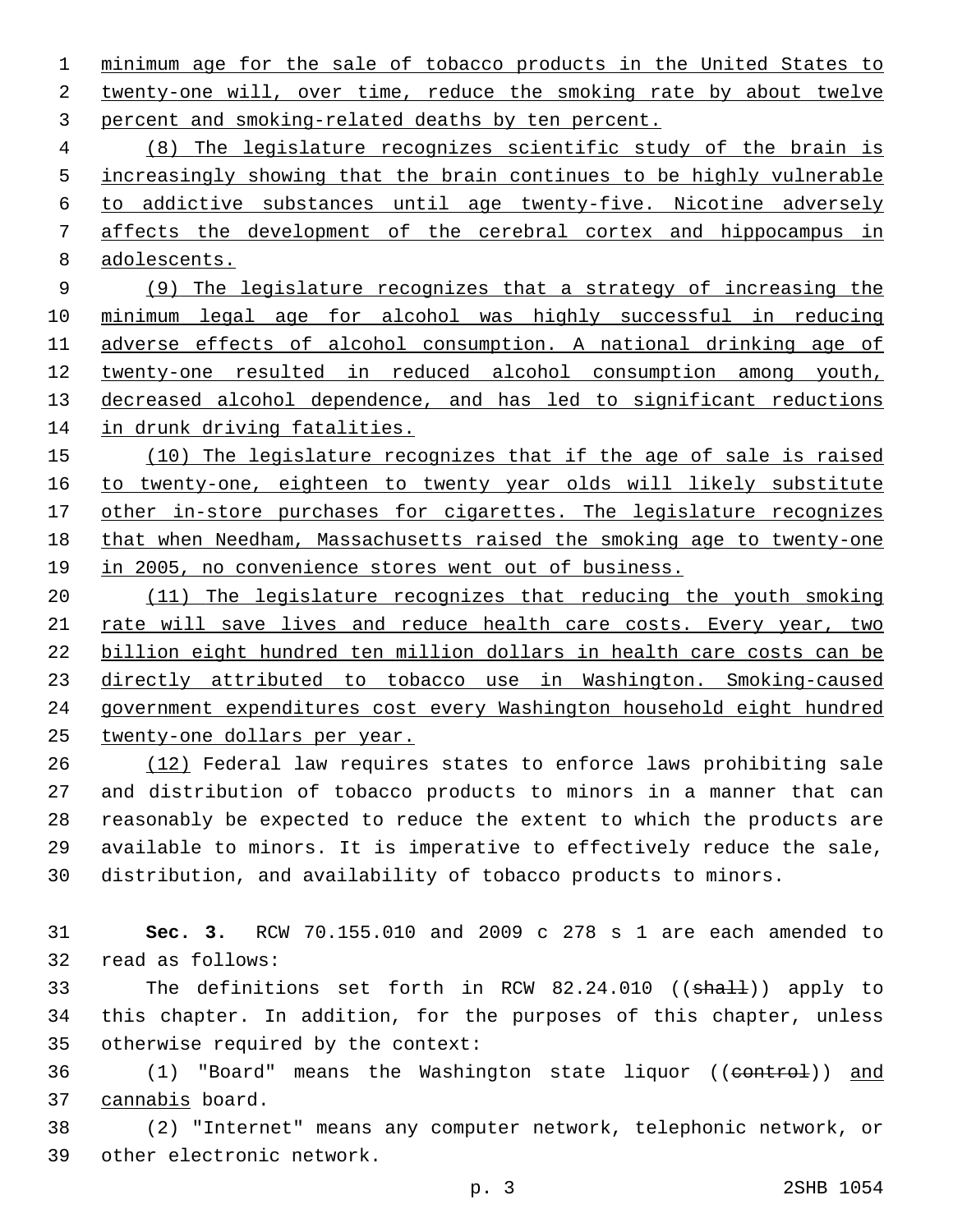minimum age for the sale of tobacco products in the United States to twenty-one will, over time, reduce the smoking rate by about twelve percent and smoking-related deaths by ten percent.

(8) The legislature recognizes scientific study of the brain is increasingly showing that the brain continues to be highly vulnerable to addictive substances until age twenty-five. Nicotine adversely affects the development of the cerebral cortex and hippocampus in adolescents.

(9) The legislature recognizes that a strategy of increasing the minimum legal age for alcohol was highly successful in reducing adverse effects of alcohol consumption. A national drinking age of twenty-one resulted in reduced alcohol consumption among youth, decreased alcohol dependence, and has led to significant reductions in drunk driving fatalities.

(10) The legislature recognizes that if the age of sale is raised to twenty-one, eighteen to twenty year olds will likely substitute other in-store purchases for cigarettes. The legislature recognizes that when Needham, Massachusetts raised the smoking age to twenty-one in 2005, no convenience stores went out of business.

(11) The legislature recognizes that reducing the youth smoking rate will save lives and reduce health care costs. Every year, two billion eight hundred ten million dollars in health care costs can be directly attributed to tobacco use in Washington. Smoking-caused government expenditures cost every Washington household eight hundred twenty-one dollars per year.

(12) Federal law requires states to enforce laws prohibiting sale and distribution of tobacco products to minors in a manner that can reasonably be expected to reduce the extent to which the products are available to minors. It is imperative to effectively reduce the sale, distribution, and availability of tobacco products to minors.

**Sec. 3.** RCW 70.155.010 and 2009 c 278 s 1 are each amended to read as follows:

The definitions set forth in RCW 82.24.010 ((~~shall~~)) apply to this chapter. In addition, for the purposes of this chapter, unless otherwise required by the context:

(1) "Board" means the Washington state liquor ((~~control~~)) and cannabis board.

(2) "Internet" means any computer network, telephonic network, or other electronic network.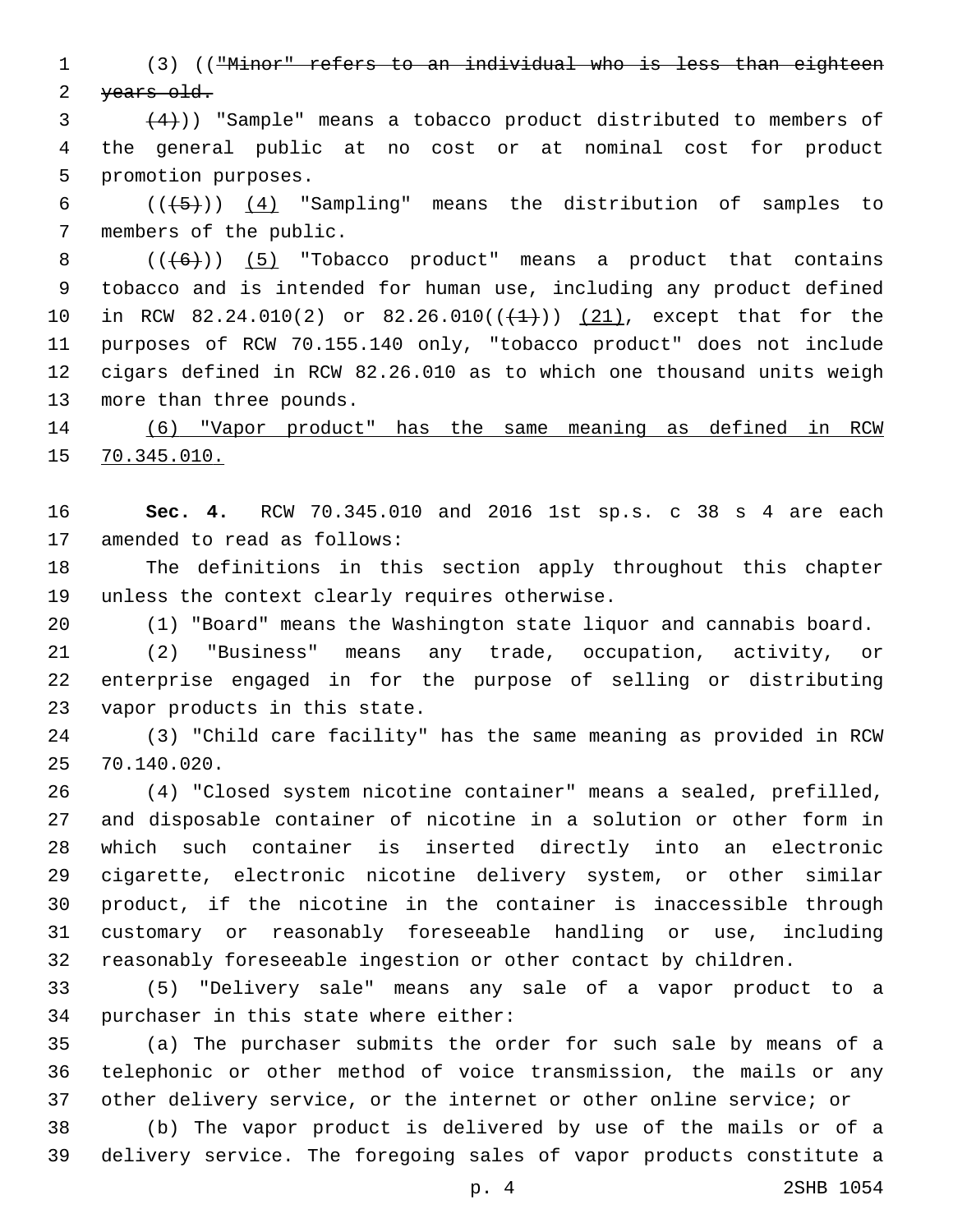(3) ((~~"Minor" refers to an individual who is less than eighteen years old.~~

~~(4)~~)) "Sample" means a tobacco product distributed to members of the general public at no cost or at nominal cost for product promotion purposes.

((~~(5)~~)) <u>(4)</u> "Sampling" means the distribution of samples to members of the public.

((~~(6)~~)) <u>(5)</u> "Tobacco product" means a product that contains tobacco and is intended for human use, including any product defined in RCW 82.24.010(2) or 82.26.010((~~(1)~~)) <u>(21)</u>, except that for the purposes of RCW 70.155.140 only, "tobacco product" does not include cigars defined in RCW 82.26.010 as to which one thousand units weigh more than three pounds.

<u>(6) "Vapor product" has the same meaning as defined in RCW 70.345.010.</u>

**Sec. 4.** RCW 70.345.010 and 2016 1st sp.s. c 38 s 4 are each amended to read as follows:

The definitions in this section apply throughout this chapter unless the context clearly requires otherwise.

(1) "Board" means the Washington state liquor and cannabis board.

(2) "Business" means any trade, occupation, activity, or enterprise engaged in for the purpose of selling or distributing vapor products in this state.

(3) "Child care facility" has the same meaning as provided in RCW 70.140.020.

(4) "Closed system nicotine container" means a sealed, prefilled, and disposable container of nicotine in a solution or other form in which such container is inserted directly into an electronic cigarette, electronic nicotine delivery system, or other similar product, if the nicotine in the container is inaccessible through customary or reasonably foreseeable handling or use, including reasonably foreseeable ingestion or other contact by children.

(5) "Delivery sale" means any sale of a vapor product to a purchaser in this state where either:

(a) The purchaser submits the order for such sale by means of a telephonic or other method of voice transmission, the mails or any other delivery service, or the internet or other online service; or

(b) The vapor product is delivered by use of the mails or of a delivery service. The foregoing sales of vapor products constitute a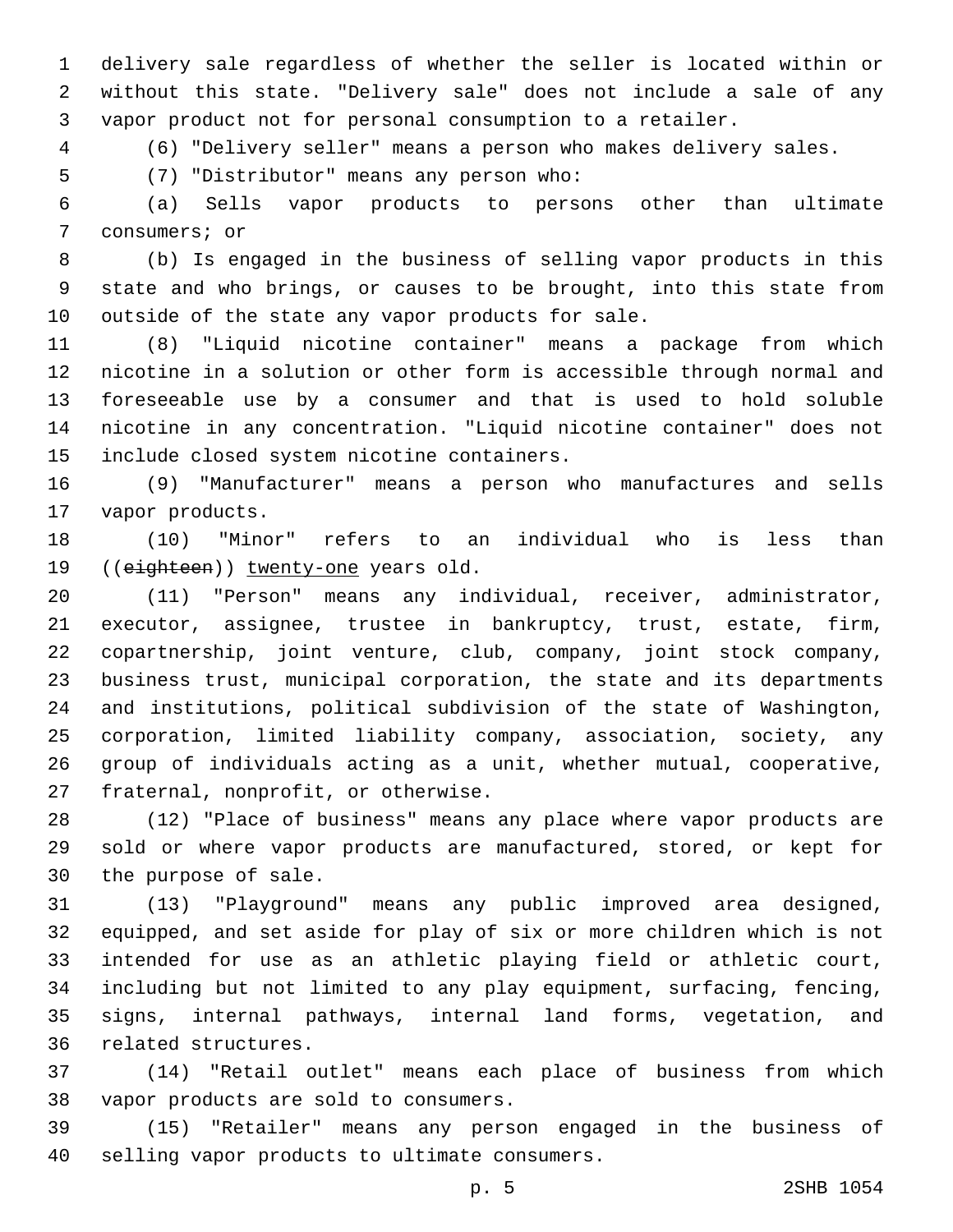delivery sale regardless of whether the seller is located within or without this state. "Delivery sale" does not include a sale of any vapor product not for personal consumption to a retailer.

(6) "Delivery seller" means a person who makes delivery sales.

(7) "Distributor" means any person who:

(a) Sells vapor products to persons other than ultimate consumers; or

(b) Is engaged in the business of selling vapor products in this state and who brings, or causes to be brought, into this state from outside of the state any vapor products for sale.

(8) "Liquid nicotine container" means a package from which nicotine in a solution or other form is accessible through normal and foreseeable use by a consumer and that is used to hold soluble nicotine in any concentration. "Liquid nicotine container" does not include closed system nicotine containers.

(9) "Manufacturer" means a person who manufactures and sells vapor products.

(10) "Minor" refers to an individual who is less than ((~~eighteen~~)) <u>twenty-one</u> years old.

(11) "Person" means any individual, receiver, administrator, executor, assignee, trustee in bankruptcy, trust, estate, firm, copartnership, joint venture, club, company, joint stock company, business trust, municipal corporation, the state and its departments and institutions, political subdivision of the state of Washington, corporation, limited liability company, association, society, any group of individuals acting as a unit, whether mutual, cooperative, fraternal, nonprofit, or otherwise.

(12) "Place of business" means any place where vapor products are sold or where vapor products are manufactured, stored, or kept for the purpose of sale.

(13) "Playground" means any public improved area designed, equipped, and set aside for play of six or more children which is not intended for use as an athletic playing field or athletic court, including but not limited to any play equipment, surfacing, fencing, signs, internal pathways, internal land forms, vegetation, and related structures.

(14) "Retail outlet" means each place of business from which vapor products are sold to consumers.

(15) "Retailer" means any person engaged in the business of selling vapor products to ultimate consumers.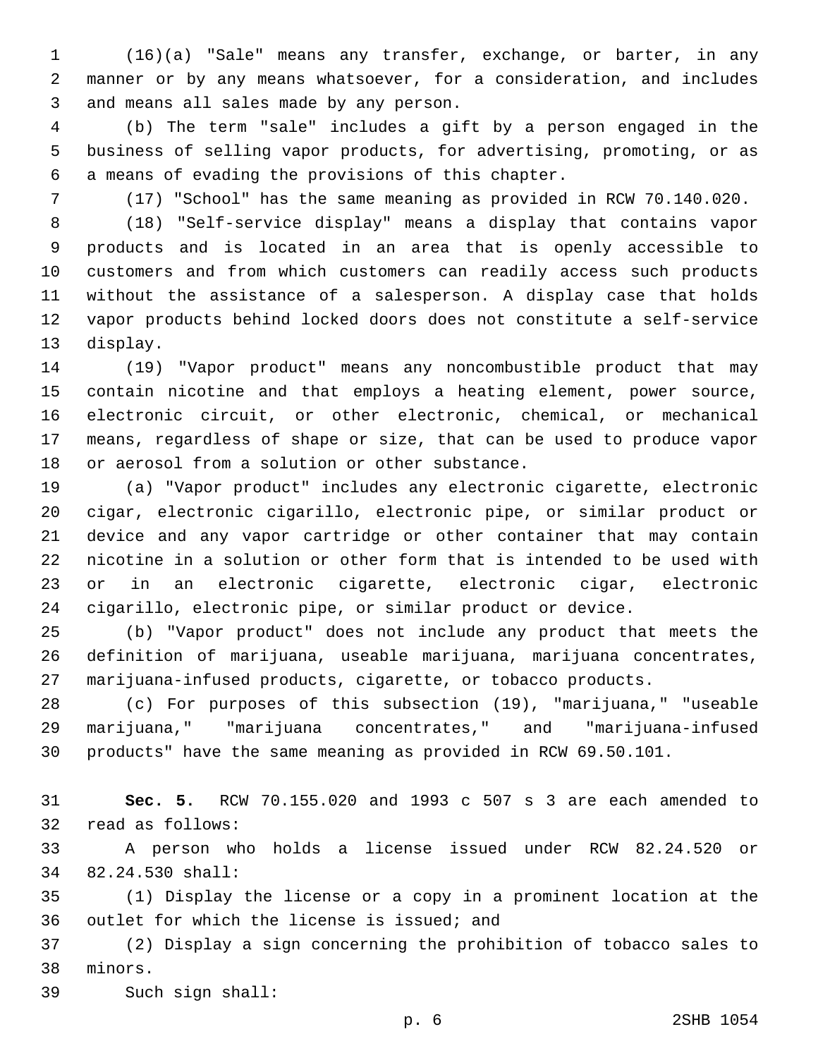(16)(a) "Sale" means any transfer, exchange, or barter, in any manner or by any means whatsoever, for a consideration, and includes and means all sales made by any person.

(b) The term "sale" includes a gift by a person engaged in the business of selling vapor products, for advertising, promoting, or as a means of evading the provisions of this chapter.

(17) "School" has the same meaning as provided in RCW 70.140.020.

(18) "Self-service display" means a display that contains vapor products and is located in an area that is openly accessible to customers and from which customers can readily access such products without the assistance of a salesperson. A display case that holds vapor products behind locked doors does not constitute a self-service display.

(19) "Vapor product" means any noncombustible product that may contain nicotine and that employs a heating element, power source, electronic circuit, or other electronic, chemical, or mechanical means, regardless of shape or size, that can be used to produce vapor or aerosol from a solution or other substance.

(a) "Vapor product" includes any electronic cigarette, electronic cigar, electronic cigarillo, electronic pipe, or similar product or device and any vapor cartridge or other container that may contain nicotine in a solution or other form that is intended to be used with or in an electronic cigarette, electronic cigar, electronic cigarillo, electronic pipe, or similar product or device.

(b) "Vapor product" does not include any product that meets the definition of marijuana, useable marijuana, marijuana concentrates, marijuana-infused products, cigarette, or tobacco products.

(c) For purposes of this subsection (19), "marijuana," "useable marijuana," "marijuana concentrates," and "marijuana-infused products" have the same meaning as provided in RCW 69.50.101.

**Sec. 5.** RCW 70.155.020 and 1993 c 507 s 3 are each amended to read as follows:

A person who holds a license issued under RCW 82.24.520 or 82.24.530 shall:

(1) Display the license or a copy in a prominent location at the outlet for which the license is issued; and

(2) Display a sign concerning the prohibition of tobacco sales to minors.

Such sign shall: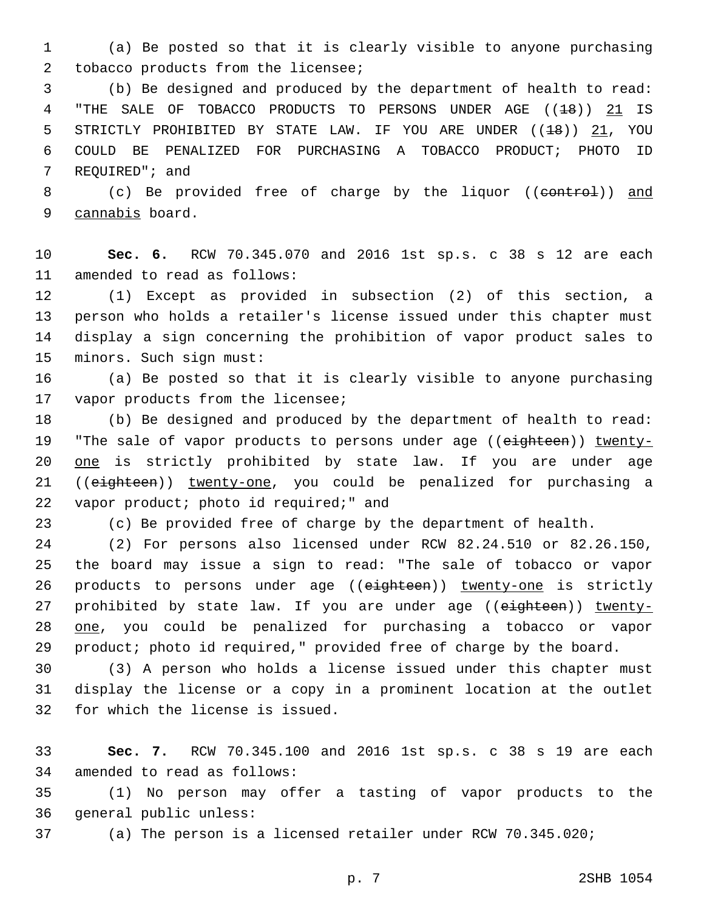(a) Be posted so that it is clearly visible to anyone purchasing tobacco products from the licensee;

(b) Be designed and produced by the department of health to read: "THE SALE OF TOBACCO PRODUCTS TO PERSONS UNDER AGE ((~~18~~)) <u>21</u> IS STRICTLY PROHIBITED BY STATE LAW. IF YOU ARE UNDER ((~~18~~)) <u>21</u>, YOU COULD BE PENALIZED FOR PURCHASING A TOBACCO PRODUCT; PHOTO ID REQUIRED"; and

(c) Be provided free of charge by the liquor ((~~control~~)) <u>and cannabis</u> board.

**Sec. 6.** RCW 70.345.070 and 2016 1st sp.s. c 38 s 12 are each amended to read as follows:

(1) Except as provided in subsection (2) of this section, a person who holds a retailer's license issued under this chapter must display a sign concerning the prohibition of vapor product sales to minors. Such sign must:

(a) Be posted so that it is clearly visible to anyone purchasing vapor products from the licensee;

(b) Be designed and produced by the department of health to read: "The sale of vapor products to persons under age ((~~eighteen~~)) <u>twenty-one</u> is strictly prohibited by state law. If you are under age ((~~eighteen~~)) <u>twenty-one</u>, you could be penalized for purchasing a vapor product; photo id required;" and

(c) Be provided free of charge by the department of health.

(2) For persons also licensed under RCW 82.24.510 or 82.26.150, the board may issue a sign to read: "The sale of tobacco or vapor products to persons under age ((~~eighteen~~)) <u>twenty-one</u> is strictly prohibited by state law. If you are under age ((~~eighteen~~)) <u>twenty-one</u>, you could be penalized for purchasing a tobacco or vapor product; photo id required," provided free of charge by the board.

(3) A person who holds a license issued under this chapter must display the license or a copy in a prominent location at the outlet for which the license is issued.

**Sec. 7.** RCW 70.345.100 and 2016 1st sp.s. c 38 s 19 are each amended to read as follows:

(1) No person may offer a tasting of vapor products to the general public unless:

(a) The person is a licensed retailer under RCW 70.345.020;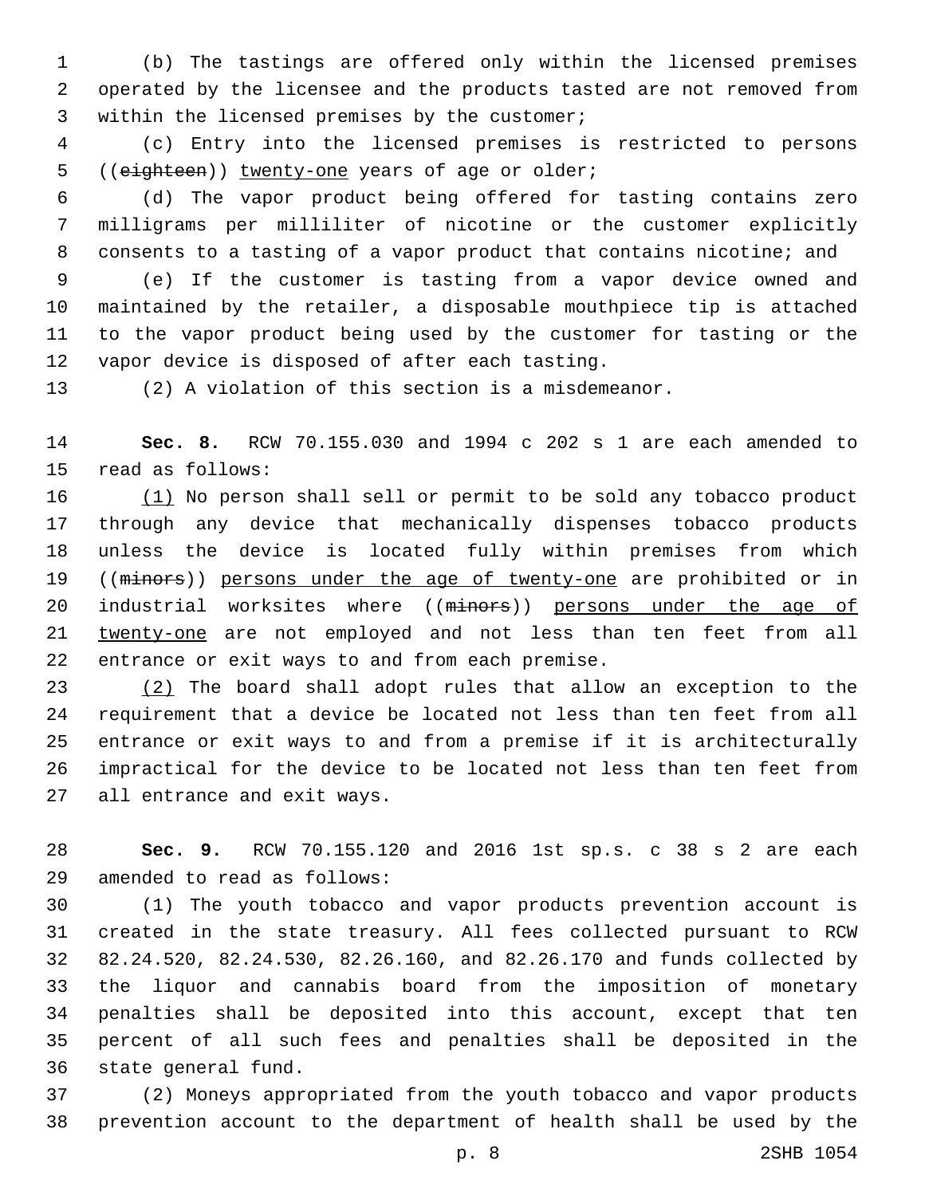(b) The tastings are offered only within the licensed premises operated by the licensee and the products tasted are not removed from within the licensed premises by the customer;

(c) Entry into the licensed premises is restricted to persons ((~~eighteen~~)) twenty-one years of age or older;

(d) The vapor product being offered for tasting contains zero milligrams per milliliter of nicotine or the customer explicitly consents to a tasting of a vapor product that contains nicotine; and

(e) If the customer is tasting from a vapor device owned and maintained by the retailer, a disposable mouthpiece tip is attached to the vapor product being used by the customer for tasting or the vapor device is disposed of after each tasting.

(2) A violation of this section is a misdemeanor.

**Sec. 8.** RCW 70.155.030 and 1994 c 202 s 1 are each amended to read as follows:

(1) No person shall sell or permit to be sold any tobacco product through any device that mechanically dispenses tobacco products unless the device is located fully within premises from which ((~~minors~~)) persons under the age of twenty-one are prohibited or in industrial worksites where ((~~minors~~)) persons under the age of twenty-one are not employed and not less than ten feet from all entrance or exit ways to and from each premise.

(2) The board shall adopt rules that allow an exception to the requirement that a device be located not less than ten feet from all entrance or exit ways to and from a premise if it is architecturally impractical for the device to be located not less than ten feet from all entrance and exit ways.

**Sec. 9.** RCW 70.155.120 and 2016 1st sp.s. c 38 s 2 are each amended to read as follows:

(1) The youth tobacco and vapor products prevention account is created in the state treasury. All fees collected pursuant to RCW 82.24.520, 82.24.530, 82.26.160, and 82.26.170 and funds collected by the liquor and cannabis board from the imposition of monetary penalties shall be deposited into this account, except that ten percent of all such fees and penalties shall be deposited in the state general fund.

(2) Moneys appropriated from the youth tobacco and vapor products prevention account to the department of health shall be used by the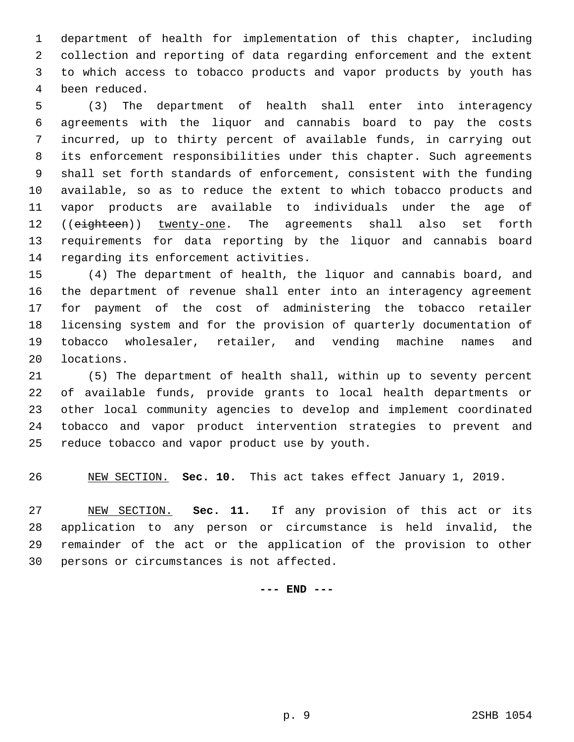department of health for implementation of this chapter, including collection and reporting of data regarding enforcement and the extent to which access to tobacco products and vapor products by youth has been reduced.

(3) The department of health shall enter into interagency agreements with the liquor and cannabis board to pay the costs incurred, up to thirty percent of available funds, in carrying out its enforcement responsibilities under this chapter. Such agreements shall set forth standards of enforcement, consistent with the funding available, so as to reduce the extent to which tobacco products and vapor products are available to individuals under the age of ((~~eighteen~~)) <u>twenty-one</u>. The agreements shall also set forth requirements for data reporting by the liquor and cannabis board regarding its enforcement activities.

(4) The department of health, the liquor and cannabis board, and the department of revenue shall enter into an interagency agreement for payment of the cost of administering the tobacco retailer licensing system and for the provision of quarterly documentation of tobacco wholesaler, retailer, and vending machine names and locations.

(5) The department of health shall, within up to seventy percent of available funds, provide grants to local health departments or other local community agencies to develop and implement coordinated tobacco and vapor product intervention strategies to prevent and reduce tobacco and vapor product use by youth.

<u>NEW SECTION.</u> **Sec. 10.** This act takes effect January 1, 2019.

<u>NEW SECTION.</u> **Sec. 11.** If any provision of this act or its application to any person or circumstance is held invalid, the remainder of the act or the application of the provision to other persons or circumstances is not affected.

**--- END ---**